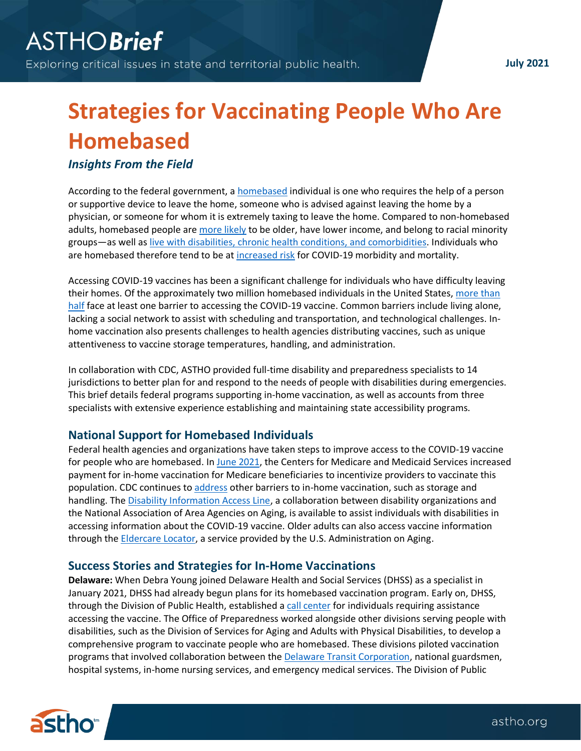# Strategies for Vaccinating People Who Are Homebased

*Insights From the Field*

According to the federal government, a homebased individual is one who requires the help of a person or supportive device to leave the home, someone who is advised against leaving the home by a physician, or someone for whom it is extremely taxing to leave the home. Compared to non-homebased adults, homebased people are more likely to be older, have lower income, and belong to racial minority groups—as well as live with disabilities, chronic health conditions, and comorbidities. Individuals who are homebased therefore tend to be at increased risk for COVID-19 morbidity and mortality.

Accessing COVID-19 vaccines has been a significant challenge for individuals who have difficulty leaving their homes. Of the approximately two million homebased individuals in the United States, more than half face at least one barrier to accessing the COVID-19 vaccine. Common barriers include living alone, lacking a social network to assist with scheduling and transportation, and technological challenges. In-home vaccination also presents challenges to health agencies distributing vaccines, such as unique attentiveness to vaccine storage temperatures, handling, and administration.

In collaboration with CDC, ASTHO provided full-time disability and preparedness specialists to 14 jurisdictions to better plan for and respond to the needs of people with disabilities during emergencies. This brief details federal programs supporting in-home vaccination, as well as accounts from three specialists with extensive experience establishing and maintaining state accessibility programs.

## National Support for Homebased Individuals

Federal health agencies and organizations have taken steps to improve access to the COVID-19 vaccine for people who are homebased. In June 2021, the Centers for Medicare and Medicaid Services increased payment for in-home vaccination for Medicare beneficiaries to incentivize providers to vaccinate this population. CDC continues to address other barriers to in-home vaccination, such as storage and handling. The Disability Information Access Line, a collaboration between disability organizations and the National Association of Area Agencies on Aging, is available to assist individuals with disabilities in accessing information about the COVID-19 vaccine. Older adults can also access vaccine information through the Eldercare Locator, a service provided by the U.S. Administration on Aging.

## Success Stories and Strategies for In-Home Vaccinations

**Delaware:** When Debra Young joined Delaware Health and Social Services (DHSS) as a specialist in January 2021, DHSS had already begun plans for its homebased vaccination program. Early on, DHSS, through the Division of Public Health, established a call center for individuals requiring assistance accessing the vaccine. The Office of Preparedness worked alongside other divisions serving people with disabilities, such as the Division of Services for Aging and Adults with Physical Disabilities, to develop a comprehensive program to vaccinate people who are homebased. These divisions piloted vaccination programs that involved collaboration between the Delaware Transit Corporation, national guardsmen, hospital systems, in-home nursing services, and emergency medical services. The Division of Public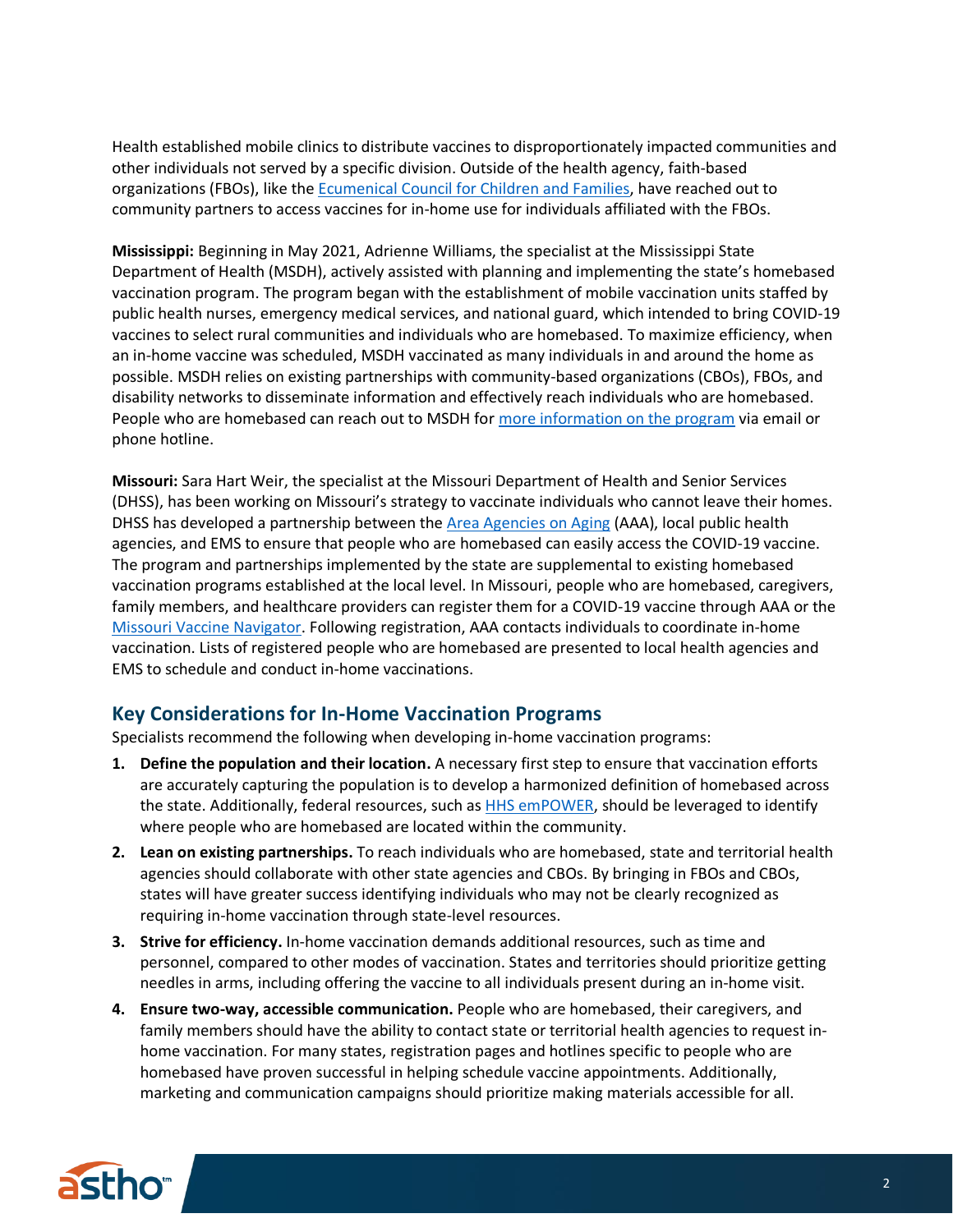Health established mobile clinics to distribute vaccines to disproportionately impacted communities and other individuals not served by a specific division. Outside of the health agency, faith-based organizations (FBOs), like the Ecumenical Council for Children and Families, have reached out to community partners to access vaccines for in-home use for individuals affiliated with the FBOs.

**Mississippi:** Beginning in May 2021, Adrienne Williams, the specialist at the Mississippi State Department of Health (MSDH), actively assisted with planning and implementing the state's homebased vaccination program. The program began with the establishment of mobile vaccination units staffed by public health nurses, emergency medical services, and national guard, which intended to bring COVID-19 vaccines to select rural communities and individuals who are homebased. To maximize efficiency, when an in-home vaccine was scheduled, MSDH vaccinated as many individuals in and around the home as possible. MSDH relies on existing partnerships with community-based organizations (CBOs), FBOs, and disability networks to disseminate information and effectively reach individuals who are homebased. People who are homebased can reach out to MSDH for more information on the program via email or phone hotline.

**Missouri:** Sara Hart Weir, the specialist at the Missouri Department of Health and Senior Services (DHSS), has been working on Missouri's strategy to vaccinate individuals who cannot leave their homes. DHSS has developed a partnership between the Area Agencies on Aging (AAA), local public health agencies, and EMS to ensure that people who are homebased can easily access the COVID-19 vaccine. The program and partnerships implemented by the state are supplemental to existing homebased vaccination programs established at the local level. In Missouri, people who are homebased, caregivers, family members, and healthcare providers can register them for a COVID-19 vaccine through AAA or the Missouri Vaccine Navigator. Following registration, AAA contacts individuals to coordinate in-home vaccination. Lists of registered people who are homebased are presented to local health agencies and EMS to schedule and conduct in-home vaccinations.

## Key Considerations for In-Home Vaccination Programs

Specialists recommend the following when developing in-home vaccination programs:

1. **Define the population and their location.** A necessary first step to ensure that vaccination efforts are accurately capturing the population is to develop a harmonized definition of homebased across the state. Additionally, federal resources, such as HHS emPOWER, should be leveraged to identify where people who are homebased are located within the community.
2. **Lean on existing partnerships.** To reach individuals who are homebased, state and territorial health agencies should collaborate with other state agencies and CBOs. By bringing in FBOs and CBOs, states will have greater success identifying individuals who may not be clearly recognized as requiring in-home vaccination through state-level resources.
3. **Strive for efficiency.** In-home vaccination demands additional resources, such as time and personnel, compared to other modes of vaccination. States and territories should prioritize getting needles in arms, including offering the vaccine to all individuals present during an in-home visit.
4. **Ensure two-way, accessible communication.** People who are homebased, their caregivers, and family members should have the ability to contact state or territorial health agencies to request in-home vaccination. For many states, registration pages and hotlines specific to people who are homebased have proven successful in helping schedule vaccine appointments. Additionally, marketing and communication campaigns should prioritize making materials accessible for all.